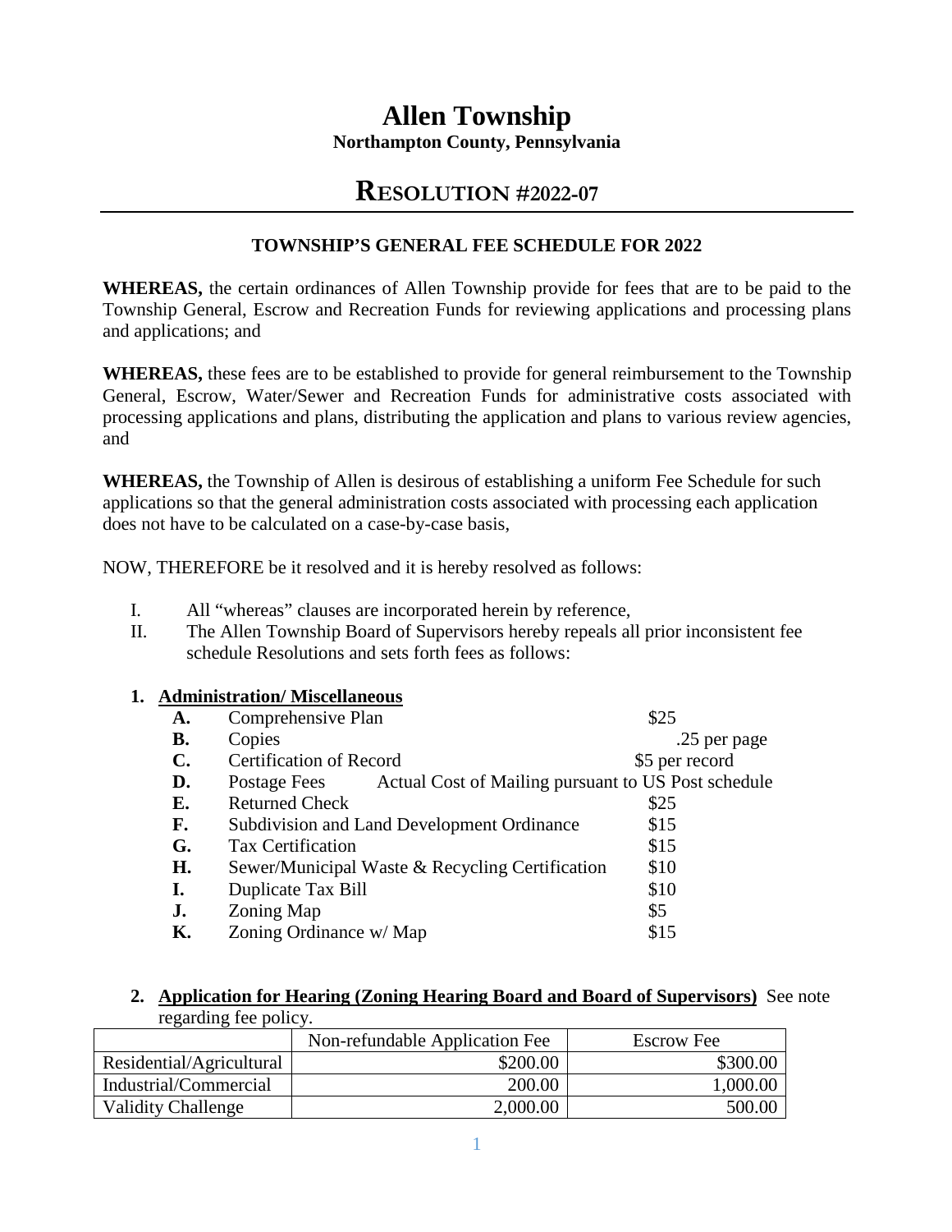# Allen Township

**Northampton County, Pennsylvania**

# RESOLUTION #2022-07

**TOWNSHIP'S GENERAL FEE SCHEDULE FOR 2022**

**WHEREAS,** the certain ordinances of Allen Township provide for fees that are to be paid to the Township General, Escrow and Recreation Funds for reviewing applications and processing plans and applications; and

**WHEREAS,** these fees are to be established to provide for general reimbursement to the Township General, Escrow, Water/Sewer and Recreation Funds for administrative costs associated with processing applications and plans, distributing the application and plans to various review agencies, and

**WHEREAS,** the Township of Allen is desirous of establishing a uniform Fee Schedule for such applications so that the general administration costs associated with processing each application does not have to be calculated on a case-by-case basis,

NOW, THEREFORE be it resolved and it is hereby resolved as follows:

I. All "whereas" clauses are incorporated herein by reference,

II. The Allen Township Board of Supervisors hereby repeals all prior inconsistent fee schedule Resolutions and sets forth fees as follows:

**1. Administration/ Miscellaneous**

- **A.** Comprehensive Plan — $25
- **B.** Copies — .25 per page
- **C.** Certification of Record — $5 per record
- **D.** Postage Fees — Actual Cost of Mailing pursuant to US Post schedule
- **E.** Returned Check — $25
- **F.** Subdivision and Land Development Ordinance — $15
- **G.** Tax Certification — $15
- **H.** Sewer/Municipal Waste & Recycling Certification — $10
- **I.** Duplicate Tax Bill — $10
- **J.** Zoning Map — $5
- **K.** Zoning Ordinance w/ Map — $15

**2. Application for Hearing (Zoning Hearing Board and Board of Supervisors)** See note regarding fee policy.

| | Non-refundable Application Fee | Escrow Fee |
|---|---|---|
| Residential/Agricultural | $200.00 | $300.00 |
| Industrial/Commercial | 200.00 | 1,000.00 |
| Validity Challenge | 2,000.00 | 500.00 |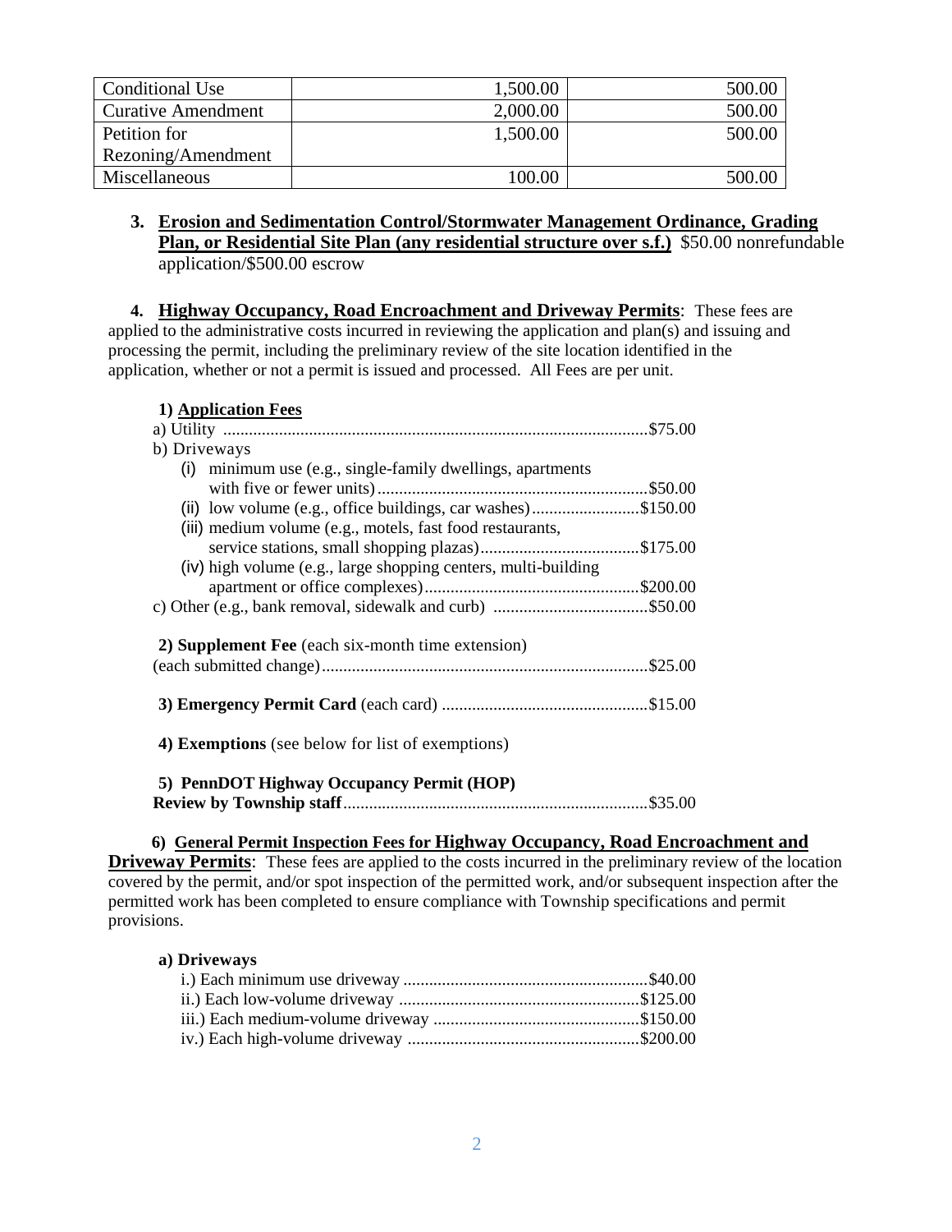| Conditional Use | 1,500.00 | 500.00 |
|---|---|---|
| Curative Amendment | 2,000.00 | 500.00 |
| Petition for Rezoning/Amendment | 1,500.00 | 500.00 |
| Miscellaneous | 100.00 | 500.00 |

3. **Erosion and Sedimentation Control/Stormwater Management Ordinance, Grading Plan, or Residential Site Plan (any residential structure over s.f.)** $50.00 nonrefundable application/$500.00 escrow

4. **Highway Occupancy, Road Encroachment and Driveway Permits**: These fees are applied to the administrative costs incurred in reviewing the application and plan(s) and issuing and processing the permit, including the preliminary review of the site location identified in the application, whether or not a permit is issued and processed. All Fees are per unit.

**1) Application Fees**

a) Utility ........................................................................................$75.00

b) Driveways

(i) minimum use (e.g., single-family dwellings, apartments with five or fewer units)...............................................................$50.00

(ii) low volume (e.g., office buildings, car washes).........................$150.00

(iii) medium volume (e.g., motels, fast food restaurants, service stations, small shopping plazas).....................................$175.00

(iv) high volume (e.g., large shopping centers, multi-building apartment or office complexes).................................................$200.00

c) Other (e.g., bank removal, sidewalk and curb) ....................................$50.00

**2) Supplement Fee** (each six-month time extension) (each submitted change)............................................................................$25.00

**3) Emergency Permit Card** (each card) ................................................$15.00

**4) Exemptions** (see below for list of exemptions)

**5) PennDOT Highway Occupancy Permit (HOP) Review by Township staff**......................................................................$35.00

**6) General Permit Inspection Fees for Highway Occupancy, Road Encroachment and Driveway Permits**: These fees are applied to the costs incurred in the preliminary review of the location covered by the permit, and/or spot inspection of the permitted work, and/or subsequent inspection after the permitted work has been completed to ensure compliance with Township specifications and permit provisions.

**a) Driveways**

i.) Each minimum use driveway ........................................................$40.00

ii.) Each low-volume driveway .......................................................$125.00

iii.) Each medium-volume driveway ................................................$150.00

iv.) Each high-volume driveway .....................................................$200.00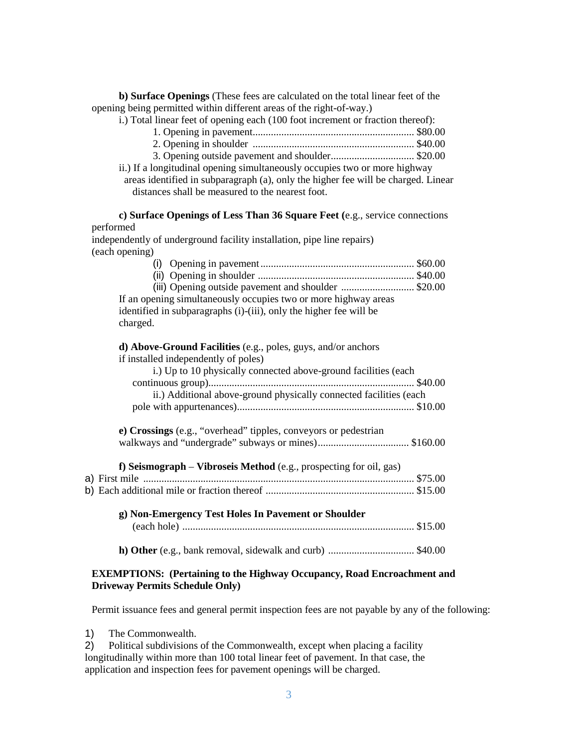**b) Surface Openings** (These fees are calculated on the total linear feet of the opening being permitted within different areas of the right-of-way.)

i.) Total linear feet of opening each (100 foot increment or fraction thereof):

1. Opening in pavement............................................................. $80.00
2. Opening in shoulder ............................................................. $40.00
3. Opening outside pavement and shoulder................................ $20.00

ii.) If a longitudinal opening simultaneously occupies two or more highway areas identified in subparagraph (a), only the higher fee will be charged. Linear distances shall be measured to the nearest foot.

**c) Surface Openings of Less Than 36 Square Feet (**e.g., service connections performed independently of underground facility installation, pipe line repairs) (each opening)

(i) Opening in pavement........................................................... $60.00
(ii) Opening in shoulder ........................................................... $40.00
(iii) Opening outside pavement and shoulder ............................ $20.00

If an opening simultaneously occupies two or more highway areas identified in subparagraphs (i)-(iii), only the higher fee will be charged.

**d) Above-Ground Facilities** (e.g., poles, guys, and/or anchors if installed independently of poles)

i.) Up to 10 physically connected above-ground facilities (each continuous group).............................................................................. $40.00

ii.) Additional above-ground physically connected facilities (each pole with appurtenances)................................................................... $10.00

**e) Crossings** (e.g., "overhead" tipples, conveyors or pedestrian walkways and "undergrade" subways or mines).................................. $160.00

**f) Seismograph** – **Vibroseis Method** (e.g., prospecting for oil, gas)

a) First mile ........................................................................................ $75.00
b) Each additional mile or fraction thereof ......................................................... $15.00

**g) Non-Emergency Test Holes In Pavement or Shoulder** (each hole) ........................................................................................ $15.00

**h) Other** (e.g., bank removal, sidewalk and curb) ................................ $40.00

**EXEMPTIONS: (Pertaining to the Highway Occupancy, Road Encroachment and Driveway Permits Schedule Only)**

Permit issuance fees and general permit inspection fees are not payable by any of the following:

1) The Commonwealth.
2) Political subdivisions of the Commonwealth, except when placing a facility longitudinally within more than 100 total linear feet of pavement. In that case, the application and inspection fees for pavement openings will be charged.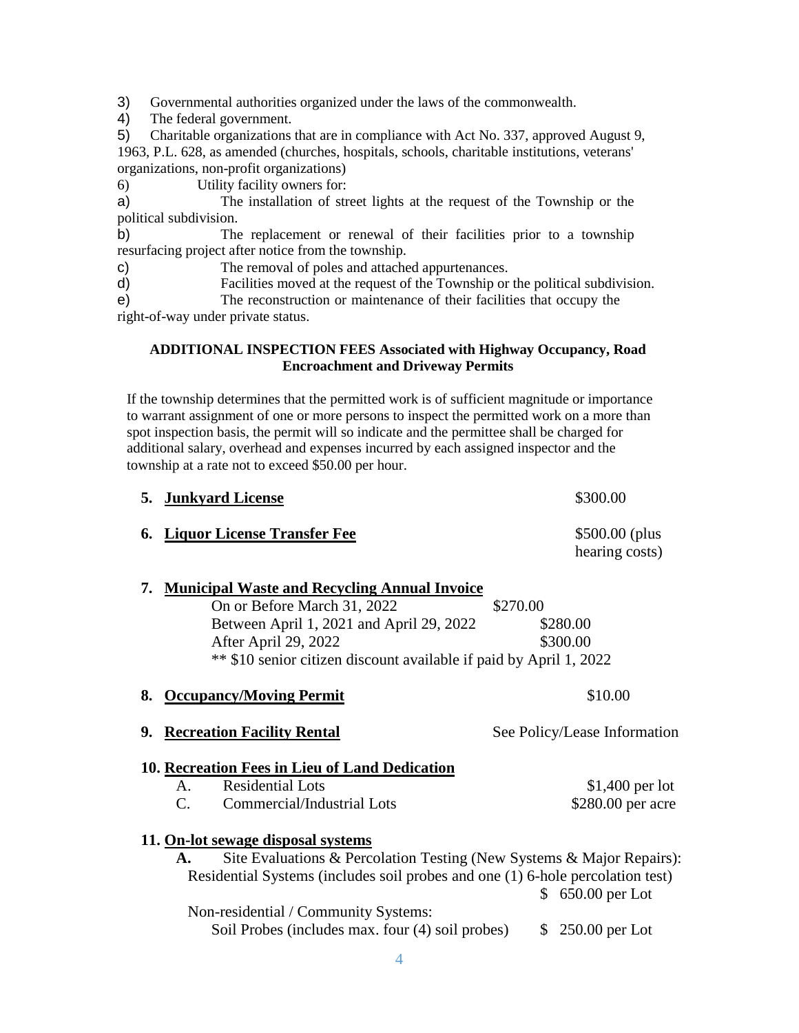3) Governmental authorities organized under the laws of the commonwealth.

4) The federal government.

5) Charitable organizations that are in compliance with Act No. 337, approved August 9, 1963, P.L. 628, as amended (churches, hospitals, schools, charitable institutions, veterans' organizations, non-profit organizations)

6) Utility facility owners for:

a) The installation of street lights at the request of the Township or the political subdivision.

b) The replacement or renewal of their facilities prior to a township resurfacing project after notice from the township.

c) The removal of poles and attached appurtenances.

d) Facilities moved at the request of the Township or the political subdivision.

e) The reconstruction or maintenance of their facilities that occupy the right-of-way under private status.

**ADDITIONAL INSPECTION FEES Associated with Highway Occupancy, Road Encroachment and Driveway Permits**

If the township determines that the permitted work is of sufficient magnitude or importance to warrant assignment of one or more persons to inspect the permitted work on a more than spot inspection basis, the permit will so indicate and the permittee shall be charged for additional salary, overhead and expenses incurred by each assigned inspector and the township at a rate not to exceed $50.00 per hour.

**5. Junkyard License** $300.00

**6. Liquor License Transfer Fee** $500.00 (plus hearing costs)

**7. Municipal Waste and Recycling Annual Invoice**

| | |
|---|---|
| On or Before March 31, 2022 | $270.00 |
| Between April 1, 2021 and April 29, 2022 | $280.00 |
| After April 29, 2022 | $300.00 |

** $10 senior citizen discount available if paid by April 1, 2022

**8. Occupancy/Moving Permit** $10.00

**9. Recreation Facility Rental** See Policy/Lease Information

**10. Recreation Fees in Lieu of Land Dedication**

| | | |
|---|---|---|
| A. | Residential Lots | $1,400 per lot |
| C. | Commercial/Industrial Lots | $280.00 per acre |

**11. On-lot sewage disposal systems**

**A.** Site Evaluations & Percolation Testing (New Systems & Major Repairs):

Residential Systems (includes soil probes and one (1) 6-hole percolation test) $ 650.00 per Lot

Non-residential / Community Systems:

Soil Probes (includes max. four (4) soil probes) $ 250.00 per Lot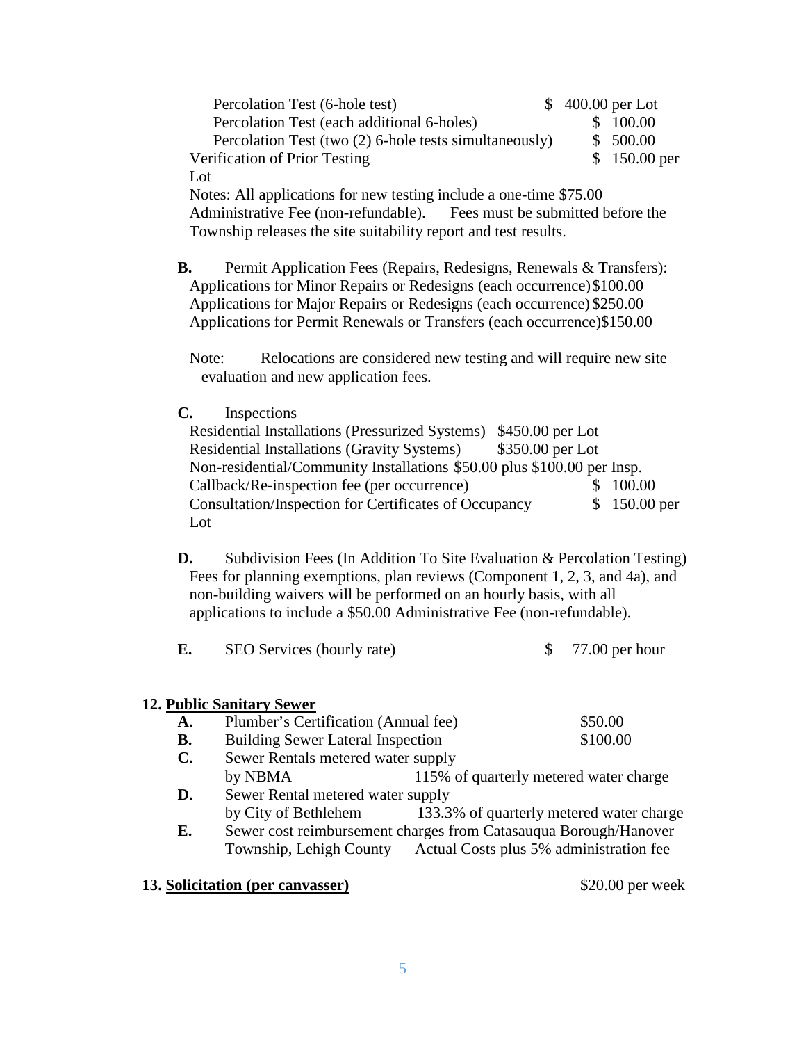Percolation Test (6-hole test) $ 400.00 per Lot
Percolation Test (each additional 6-holes) $ 100.00
Percolation Test (two (2) 6-hole tests simultaneously) $ 500.00
Verification of Prior Testing $ 150.00 per Lot

Notes: All applications for new testing include a one-time $75.00 Administrative Fee (non-refundable). Fees must be submitted before the Township releases the site suitability report and test results.

**B.** Permit Application Fees (Repairs, Redesigns, Renewals & Transfers):
Applications for Minor Repairs or Redesigns (each occurrence) $100.00
Applications for Major Repairs or Redesigns (each occurrence) $250.00
Applications for Permit Renewals or Transfers (each occurrence) $150.00

Note: Relocations are considered new testing and will require new site evaluation and new application fees.

**C.** Inspections
Residential Installations (Pressurized Systems) $450.00 per Lot
Residential Installations (Gravity Systems) $350.00 per Lot
Non-residential/Community Installations $50.00 plus $100.00 per Insp.
Callback/Re-inspection fee (per occurrence) $ 100.00
Consultation/Inspection for Certificates of Occupancy $ 150.00 per Lot

**D.** Subdivision Fees (In Addition To Site Evaluation & Percolation Testing)
Fees for planning exemptions, plan reviews (Component 1, 2, 3, and 4a), and non-building waivers will be performed on an hourly basis, with all applications to include a $50.00 Administrative Fee (non-refundable).

**E.** SEO Services (hourly rate) $ 77.00 per hour

**12. <u>Public Sanitary Sewer</u>**

**A.** Plumber's Certification (Annual fee) $50.00
**B.** Building Sewer Lateral Inspection $100.00
**C.** Sewer Rentals metered water supply by NBMA 115% of quarterly metered water charge
**D.** Sewer Rental metered water supply by City of Bethlehem 133.3% of quarterly metered water charge
**E.** Sewer cost reimbursement charges from Catasauqua Borough/Hanover Township, Lehigh County Actual Costs plus 5% administration fee

**13. <u>Solicitation (per canvasser)</u>** $20.00 per week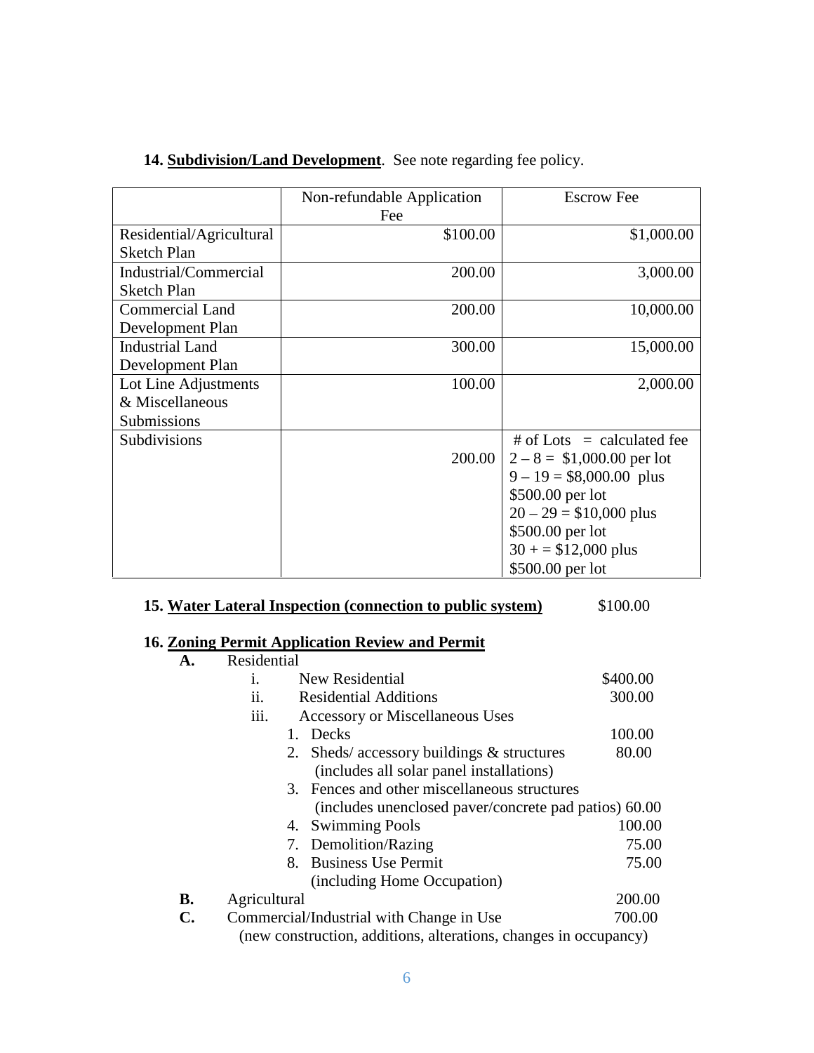**14. Subdivision/Land Development**. See note regarding fee policy.

| | Non-refundable Application Fee | Escrow Fee |
|---|---|---|
| Residential/Agricultural Sketch Plan | $100.00 | $1,000.00 |
| Industrial/Commercial Sketch Plan | 200.00 | 3,000.00 |
| Commercial Land Development Plan | 200.00 | 10,000.00 |
| Industrial Land Development Plan | 300.00 | 15,000.00 |
| Lot Line Adjustments & Miscellaneous Submissions | 100.00 | 2,000.00 |
| Subdivisions | 200.00 | # of Lots = calculated fee<br>2 – 8 = $1,000.00 per lot<br>9 – 19 = $8,000.00 plus $500.00 per lot<br>20 – 29 = $10,000 plus $500.00 per lot<br>30 + = $12,000 plus $500.00 per lot |

**15. Water Lateral Inspection (connection to public system)** $100.00

**16. Zoning Permit Application Review and Permit**

**A.** Residential

- i. New Residential $400.00
- ii. Residential Additions 300.00
- iii. Accessory or Miscellaneous Uses
  1. Decks 100.00
  2. Sheds/ accessory buildings & structures (includes all solar panel installations) 80.00
  3. Fences and other miscellaneous structures (includes unenclosed paver/concrete pad patios) 60.00
  4. Swimming Pools 100.00
  7. Demolition/Razing 75.00
  8. Business Use Permit (including Home Occupation) 75.00

**B.** Agricultural 200.00

**C.** Commercial/Industrial with Change in Use (new construction, additions, alterations, changes in occupancy) 700.00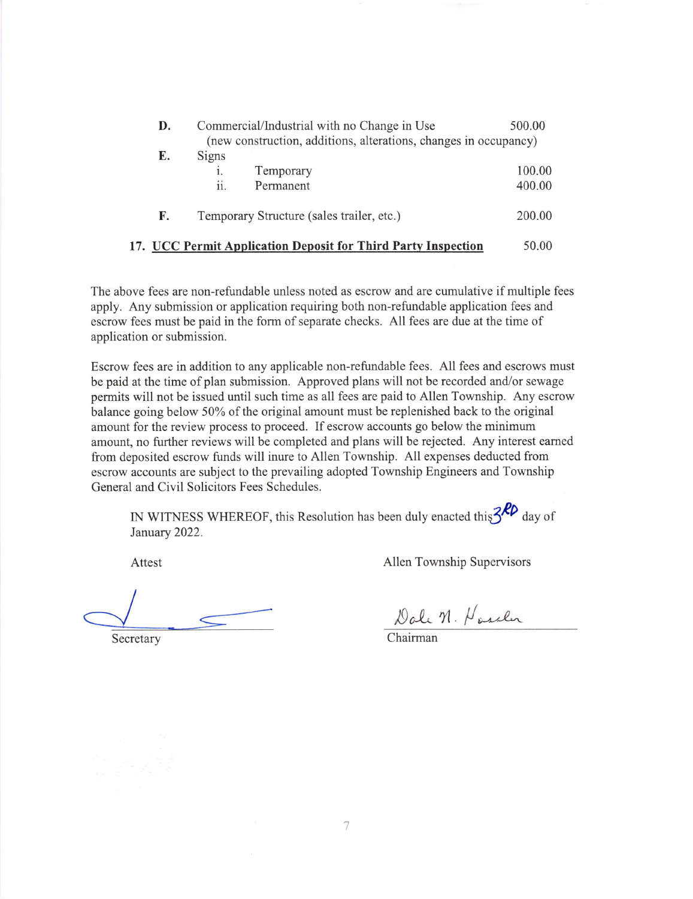| | | | |
|---|---|---|---|
| **D.** | Commercial/Industrial with no Change in Use (new construction, additions, alterations, changes in occupancy) | | 500.00 |
| **E.** | Signs | | |
| | i. | Temporary | 100.00 |
| | ii. | Permanent | 400.00 |
| **F.** | Temporary Structure (sales trailer, etc.) | | 200.00 |

**17. <u>UCC Permit Application Deposit for Third Party Inspection</u>** 50.00

The above fees are non-refundable unless noted as escrow and are cumulative if multiple fees apply. Any submission or application requiring both non-refundable application fees and escrow fees must be paid in the form of separate checks. All fees are due at the time of application or submission.

Escrow fees are in addition to any applicable non-refundable fees. All fees and escrows must be paid at the time of plan submission. Approved plans will not be recorded and/or sewage permits will not be issued until such time as all fees are paid to Allen Township. Any escrow balance going below 50% of the original amount must be replenished back to the original amount for the review process to proceed. If escrow accounts go below the minimum amount, no further reviews will be completed and plans will be rejected. Any interest earned from deposited escrow funds will inure to Allen Township. All expenses deducted from escrow accounts are subject to the prevailing adopted Township Engineers and Township General and Civil Solicitors Fees Schedules.

IN WITNESS WHEREOF, this Resolution has been duly enacted this 3RD day of January 2022.

Attest

Allen Township Supervisors

Secretary

Dale N. Hassler

Chairman